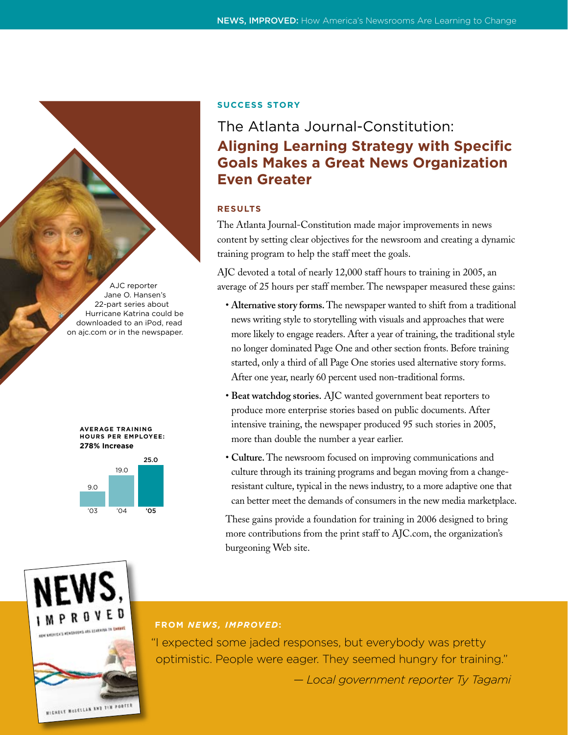**SUCCESS STORY**

# The Atlanta Journal-Constitution: **Aligning Learning Strategy with Specific Goals Makes a Great News Organization Even Greater**

AJC reporter Jane O. Hansen's 22-part series about Hurricane Katrina could be downloaded to an iPod, read on ajc.com or in the newspaper.

**AVERAGE TRAINING HOURS PER EMPLOYEE: 278% Increase**

| '03 | '04 | '05 |
|---|---|---|
| 9.0 | 19.0 | 25.0 |

## RESULTS

The Atlanta Journal-Constitution made major improvements in news content by setting clear objectives for the newsroom and creating a dynamic training program to help the staff meet the goals.

AJC devoted a total of nearly 12,000 staff hours to training in 2005, an average of 25 hours per staff member. The newspaper measured these gains:

- **Alternative story forms.** The newspaper wanted to shift from a traditional news writing style to storytelling with visuals and approaches that were more likely to engage readers. After a year of training, the traditional style no longer dominated Page One and other section fronts. Before training started, only a third of all Page One stories used alternative story forms. After one year, nearly 60 percent used non-traditional forms.
- **Beat watchdog stories.** AJC wanted government beat reporters to produce more enterprise stories based on public documents. After intensive training, the newspaper produced 95 such stories in 2005, more than double the number a year earlier.
- **Culture.** The newsroom focused on improving communications and culture through its training programs and began moving from a change-resistant culture, typical in the news industry, to a more adaptive one that can better meet the demands of consumers in the new media marketplace.

These gains provide a foundation for training in 2006 designed to bring more contributions from the print staff to AJC.com, the organization's burgeoning Web site.

**FROM *NEWS, IMPROVED*:**

"I expected some jaded responses, but everybody was pretty optimistic. People were eager. They seemed hungry for training."

*— Local government reporter Ty Tagami*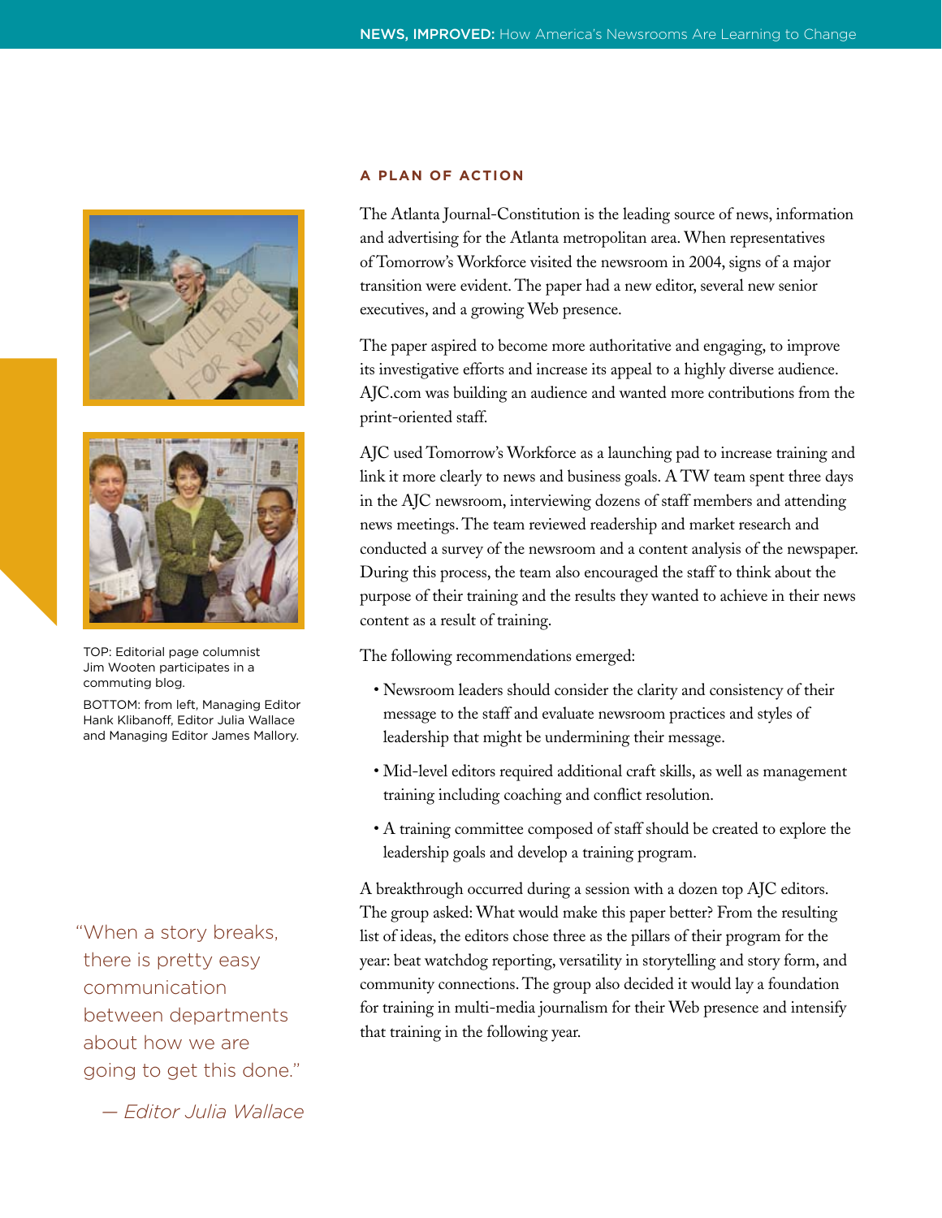## A PLAN OF ACTION

The Atlanta Journal-Constitution is the leading source of news, information and advertising for the Atlanta metropolitan area. When representatives of Tomorrow's Workforce visited the newsroom in 2004, signs of a major transition were evident. The paper had a new editor, several new senior executives, and a growing Web presence.

The paper aspired to become more authoritative and engaging, to improve its investigative efforts and increase its appeal to a highly diverse audience. AJC.com was building an audience and wanted more contributions from the print-oriented staff.

AJC used Tomorrow's Workforce as a launching pad to increase training and link it more clearly to news and business goals. A TW team spent three days in the AJC newsroom, interviewing dozens of staff members and attending news meetings. The team reviewed readership and market research and conducted a survey of the newsroom and a content analysis of the newspaper. During this process, the team also encouraged the staff to think about the purpose of their training and the results they wanted to achieve in their news content as a result of training.

The following recommendations emerged:

- Newsroom leaders should consider the clarity and consistency of their message to the staff and evaluate newsroom practices and styles of leadership that might be undermining their message.
- Mid-level editors required additional craft skills, as well as management training including coaching and conflict resolution.
- A training committee composed of staff should be created to explore the leadership goals and develop a training program.

A breakthrough occurred during a session with a dozen top AJC editors. The group asked: What would make this paper better? From the resulting list of ideas, the editors chose three as the pillars of their program for the year: beat watchdog reporting, versatility in storytelling and story form, and community connections. The group also decided it would lay a foundation for training in multi-media journalism for their Web presence and intensify that training in the following year.

TOP: Editorial page columnist Jim Wooten participates in a commuting blog.

BOTTOM: from left, Managing Editor Hank Klibanoff, Editor Julia Wallace and Managing Editor James Mallory.

"When a story breaks, there is pretty easy communication between departments about how we are going to get this done."

*— Editor Julia Wallace*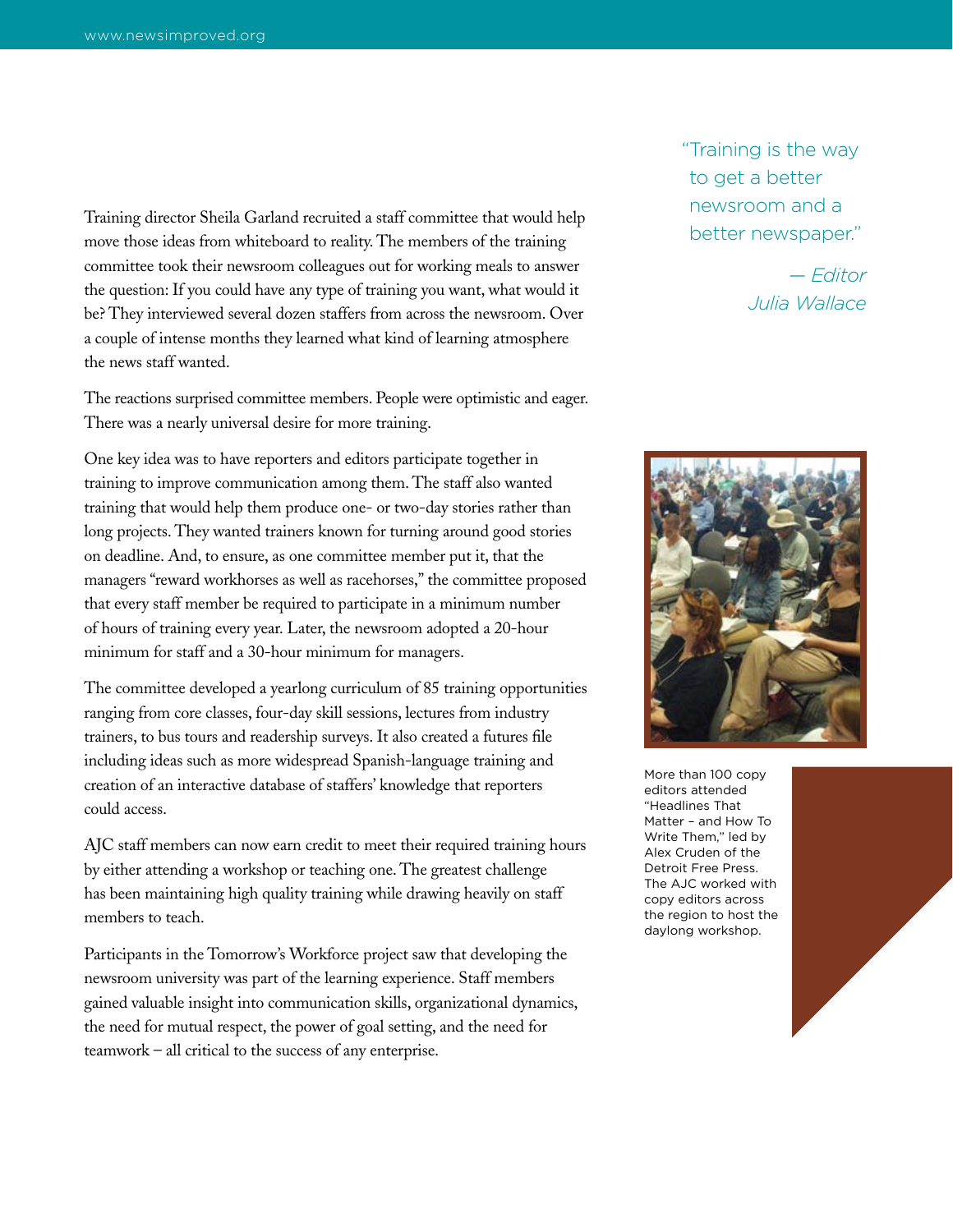Training director Sheila Garland recruited a staff committee that would help move those ideas from whiteboard to reality. The members of the training committee took their newsroom colleagues out for working meals to answer the question: If you could have any type of training you want, what would it be? They interviewed several dozen staffers from across the newsroom. Over a couple of intense months they learned what kind of learning atmosphere the news staff wanted.

The reactions surprised committee members. People were optimistic and eager. There was a nearly universal desire for more training.

One key idea was to have reporters and editors participate together in training to improve communication among them. The staff also wanted training that would help them produce one- or two-day stories rather than long projects. They wanted trainers known for turning around good stories on deadline. And, to ensure, as one committee member put it, that the managers "reward workhorses as well as racehorses," the committee proposed that every staff member be required to participate in a minimum number of hours of training every year. Later, the newsroom adopted a 20-hour minimum for staff and a 30-hour minimum for managers.

The committee developed a yearlong curriculum of 85 training opportunities ranging from core classes, four-day skill sessions, lectures from industry trainers, to bus tours and readership surveys. It also created a futures file including ideas such as more widespread Spanish-language training and creation of an interactive database of staffers' knowledge that reporters could access.

AJC staff members can now earn credit to meet their required training hours by either attending a workshop or teaching one. The greatest challenge has been maintaining high quality training while drawing heavily on staff members to teach.

Participants in the Tomorrow's Workforce project saw that developing the newsroom university was part of the learning experience. Staff members gained valuable insight into communication skills, organizational dynamics, the need for mutual respect, the power of goal setting, and the need for teamwork – all critical to the success of any enterprise.

> "Training is the way to get a better newsroom and a better newspaper."
>
> *— Editor Julia Wallace*

More than 100 copy editors attended "Headlines That Matter – and How To Write Them," led by Alex Cruden of the Detroit Free Press. The AJC worked with copy editors across the region to host the daylong workshop.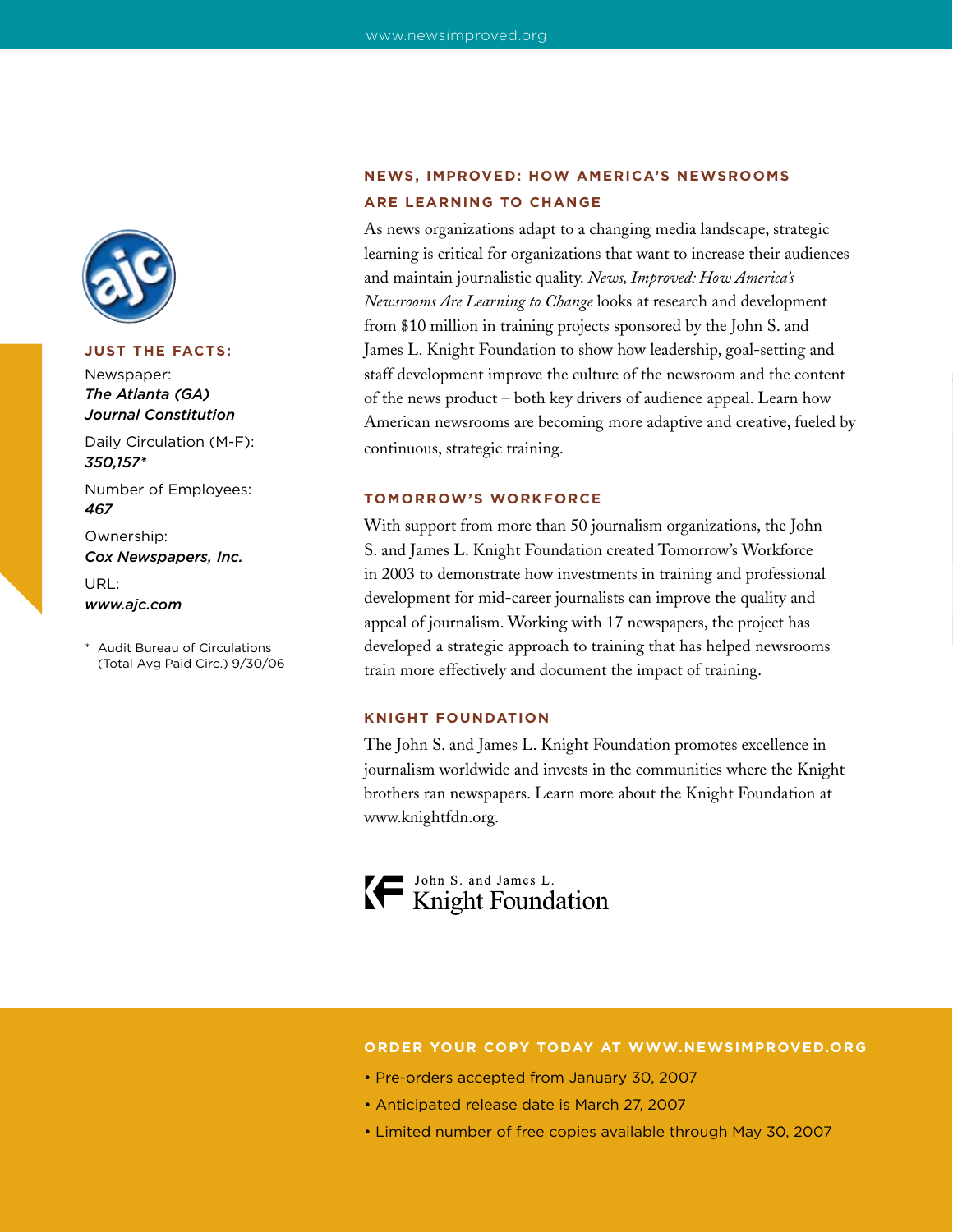**JUST THE FACTS:**

Newspaper:
*The Atlanta (GA) Journal Constitution*

Daily Circulation (M-F):
*350,157**

Number of Employees:
*467*

Ownership:
*Cox Newspapers, Inc.*

URL:
*www.ajc.com*

* Audit Bureau of Circulations (Total Avg Paid Circ.) 9/30/06

## NEWS, IMPROVED: HOW AMERICA'S NEWSROOMS ARE LEARNING TO CHANGE

As news organizations adapt to a changing media landscape, strategic learning is critical for organizations that want to increase their audiences and maintain journalistic quality. *News, Improved: How America's Newsrooms Are Learning to Change* looks at research and development from $10 million in training projects sponsored by the John S. and James L. Knight Foundation to show how leadership, goal-setting and staff development improve the culture of the newsroom and the content of the news product – both key drivers of audience appeal. Learn how American newsrooms are becoming more adaptive and creative, fueled by continuous, strategic training.

## TOMORROW'S WORKFORCE

With support from more than 50 journalism organizations, the John S. and James L. Knight Foundation created Tomorrow's Workforce in 2003 to demonstrate how investments in training and professional development for mid-career journalists can improve the quality and appeal of journalism. Working with 17 newspapers, the project has developed a strategic approach to training that has helped newsrooms train more effectively and document the impact of training.

## KNIGHT FOUNDATION

The John S. and James L. Knight Foundation promotes excellence in journalism worldwide and invests in the communities where the Knight brothers ran newspapers. Learn more about the Knight Foundation at www.knightfdn.org.

John S. and James L. Knight Foundation

## ORDER YOUR COPY TODAY AT WWW.NEWSIMPROVED.ORG

- Pre-orders accepted from January 30, 2007
- Anticipated release date is March 27, 2007
- Limited number of free copies available through May 30, 2007